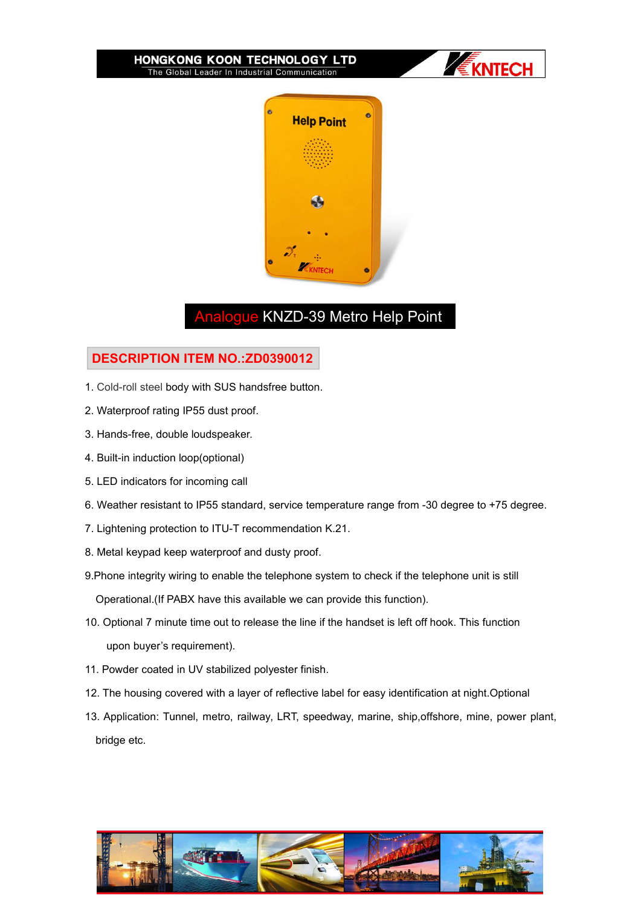HONGKONG KOON TECHNOLOGY LTD
The Global Leader In Industrial Communication

# Analogue KNZD-39 Metro Help Point

## DESCRIPTION ITEM NO.:ZD0390012

1. Cold-roll steel body with SUS handsfree button.
2. Waterproof rating IP55 dust proof.
3. Hands-free, double loudspeaker.
4. Built-in induction loop(optional)
5. LED indicators for incoming call
6. Weather resistant to IP55 standard, service temperature range from -30 degree to +75 degree.
7. Lightening protection to ITU-T recommendation K.21.
8. Metal keypad keep waterproof and dusty proof.
9. Phone integrity wiring to enable the telephone system to check if the telephone unit is still Operational.(If PABX have this available we can provide this function).
10. Optional 7 minute time out to release the line if the handset is left off hook. This function upon buyer's requirement).
11. Powder coated in UV stabilized polyester finish.
12. The housing covered with a layer of reflective label for easy identification at night.Optional
13. Application: Tunnel, metro, railway, LRT, speedway, marine, ship,offshore, mine, power plant, bridge etc.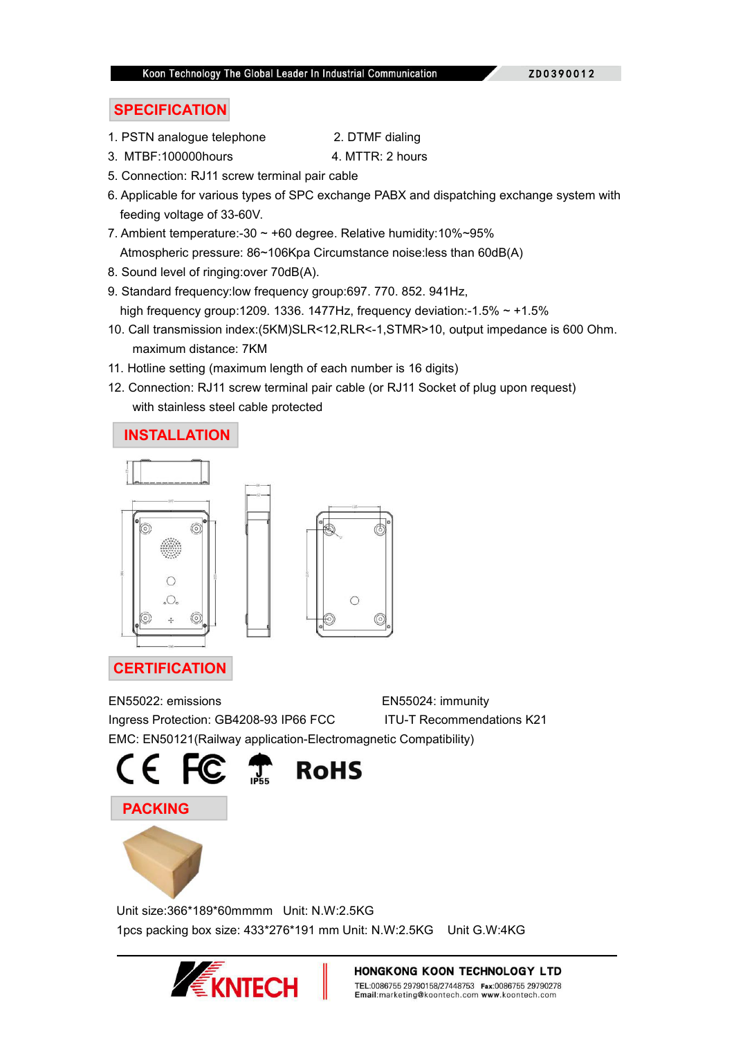## SPECIFICATION

1. PSTN analogue telephone
2. DTMF dialing
3. MTBF:100000hours
4. MTTR: 2 hours
5. Connection: RJ11 screw terminal pair cable
6. Applicable for various types of SPC exchange PABX and dispatching exchange system with feeding voltage of 33-60V.
7. Ambient temperature:-30 ~ +60 degree. Relative humidity:10%~95% Atmospheric pressure: 86~106Kpa Circumstance noise:less than 60dB(A)
8. Sound level of ringing:over 70dB(A).
9. Standard frequency:low frequency group:697. 770. 852. 941Hz, high frequency group:1209. 1336. 1477Hz, frequency deviation:-1.5% ~ +1.5%
10. Call transmission index:(5KM)SLR<12,RLR<-1,STMR>10, output impedance is 600 Ohm. maximum distance: 7KM
11. Hotline setting (maximum length of each number is 16 digits)
12. Connection: RJ11 screw terminal pair cable (or RJ11 Socket of plug upon request) with stainless steel cable protected

## INSTALLATION

## CERTIFICATION

EN55022: emissions

EN55024: immunity

Ingress Protection: GB4208-93 IP66 FCC

ITU-T Recommendations K21

EMC: EN50121(Railway application-Electromagnetic Compatibility)

CE FC IP55 RoHS

## PACKING

Unit size:366*189*60mmmm Unit: N.W:2.5KG

1pcs packing box size: 433*276*191 mm Unit: N.W:2.5KG Unit G.W:4KG

KNTECH

HONGKONG KOON TECHNOLOGY LTD

TEL:0086755 29790158/27448753 Fax:0086755 29790278

Email:marketing@koontech.com www.koontech.com